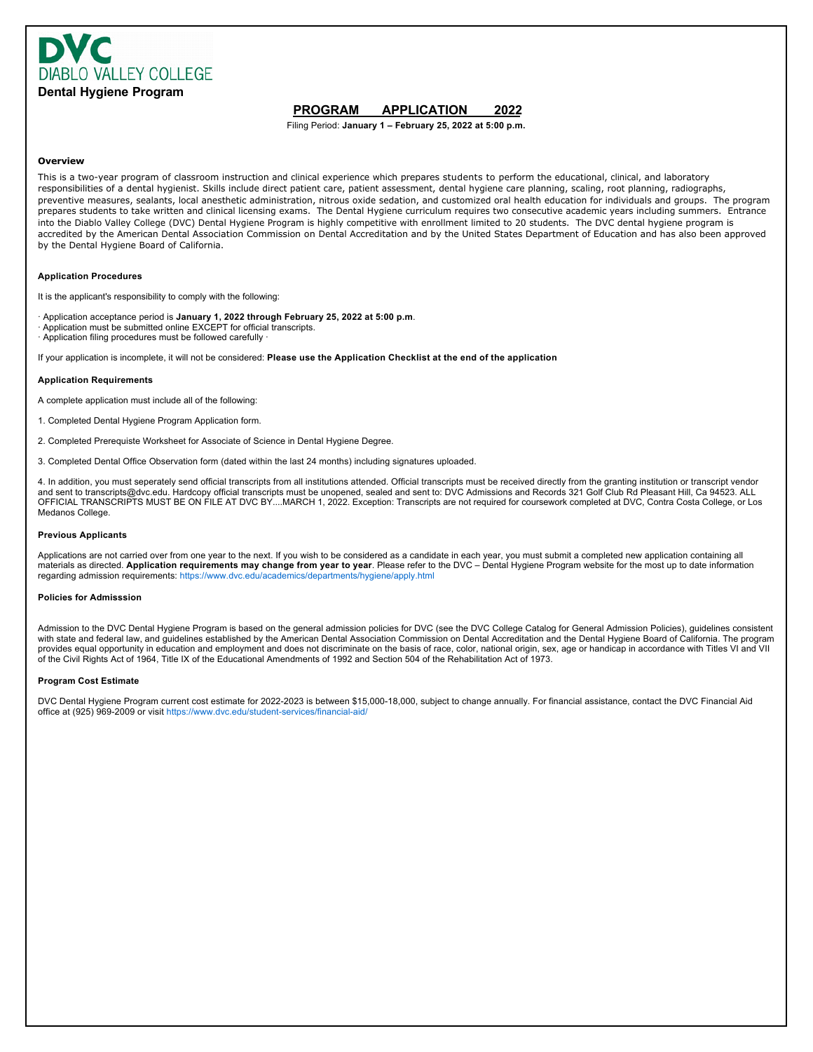# DVC
DIABLO VALLEY COLLEGE

**Dental Hygiene Program**

## PROGRAM APPLICATION 2022

Filing Period: **January 1 – February 25, 2022 at 5:00 p.m.**

### Overview

This is a two-year program of classroom instruction and clinical experience which prepares students to perform the educational, clinical, and laboratory responsibilities of a dental hygienist. Skills include direct patient care, patient assessment, dental hygiene care planning, scaling, root planning, radiographs, preventive measures, sealants, local anesthetic administration, nitrous oxide sedation, and customized oral health education for individuals and groups. The program prepares students to take written and clinical licensing exams. The Dental Hygiene curriculum requires two consecutive academic years including summers. Entrance into the Diablo Valley College (DVC) Dental Hygiene Program is highly competitive with enrollment limited to 20 students. The DVC dental hygiene program is accredited by the American Dental Association Commission on Dental Accreditation and by the United States Department of Education and has also been approved by the Dental Hygiene Board of California.

### Application Procedures

It is the applicant's responsibility to comply with the following:

· Application acceptance period is **January 1, 2022 through February 25, 2022 at 5:00 p.m**.
· Application must be submitted online EXCEPT for official transcripts.
· Application filing procedures must be followed carefully ·

If your application is incomplete, it will not be considered: **Please use the Application Checklist at the end of the application**

### Application Requirements

A complete application must include all of the following:

1. Completed Dental Hygiene Program Application form.

2. Completed Prerequiste Worksheet for Associate of Science in Dental Hygiene Degree.

3. Completed Dental Office Observation form (dated within the last 24 months) including signatures uploaded.

4. In addition, you must seperately send official transcripts from all institutions attended. Official transcripts must be received directly from the granting institution or transcript vendor and sent to transcripts@dvc.edu. Hardcopy official transcripts must be unopened, sealed and sent to: DVC Admissions and Records 321 Golf Club Rd Pleasant Hill, Ca 94523. ALL OFFICIAL TRANSCRIPTS MUST BE ON FILE AT DVC BY....MARCH 1, 2022. Exception: Transcripts are not required for coursework completed at DVC, Contra Costa College, or Los Medanos College.

### Previous Applicants

Applications are not carried over from one year to the next. If you wish to be considered as a candidate in each year, you must submit a completed new application containing all materials as directed. **Application requirements may change from year to year**. Please refer to the DVC – Dental Hygiene Program website for the most up to date information regarding admission requirements: https://www.dvc.edu/academics/departments/hygiene/apply.html

### Policies for Admisssion

Admission to the DVC Dental Hygiene Program is based on the general admission policies for DVC (see the DVC College Catalog for General Admission Policies), guidelines consistent with state and federal law, and guidelines established by the American Dental Association Commission on Dental Accreditation and the Dental Hygiene Board of California. The program provides equal opportunity in education and employment and does not discriminate on the basis of race, color, national origin, sex, age or handicap in accordance with Titles VI and VII of the Civil Rights Act of 1964, Title IX of the Educational Amendments of 1992 and Section 504 of the Rehabilitation Act of 1973.

### Program Cost Estimate

DVC Dental Hygiene Program current cost estimate for 2022-2023 is between $15,000-18,000, subject to change annually. For financial assistance, contact the DVC Financial Aid office at (925) 969-2009 or visit https://www.dvc.edu/student-services/financial-aid/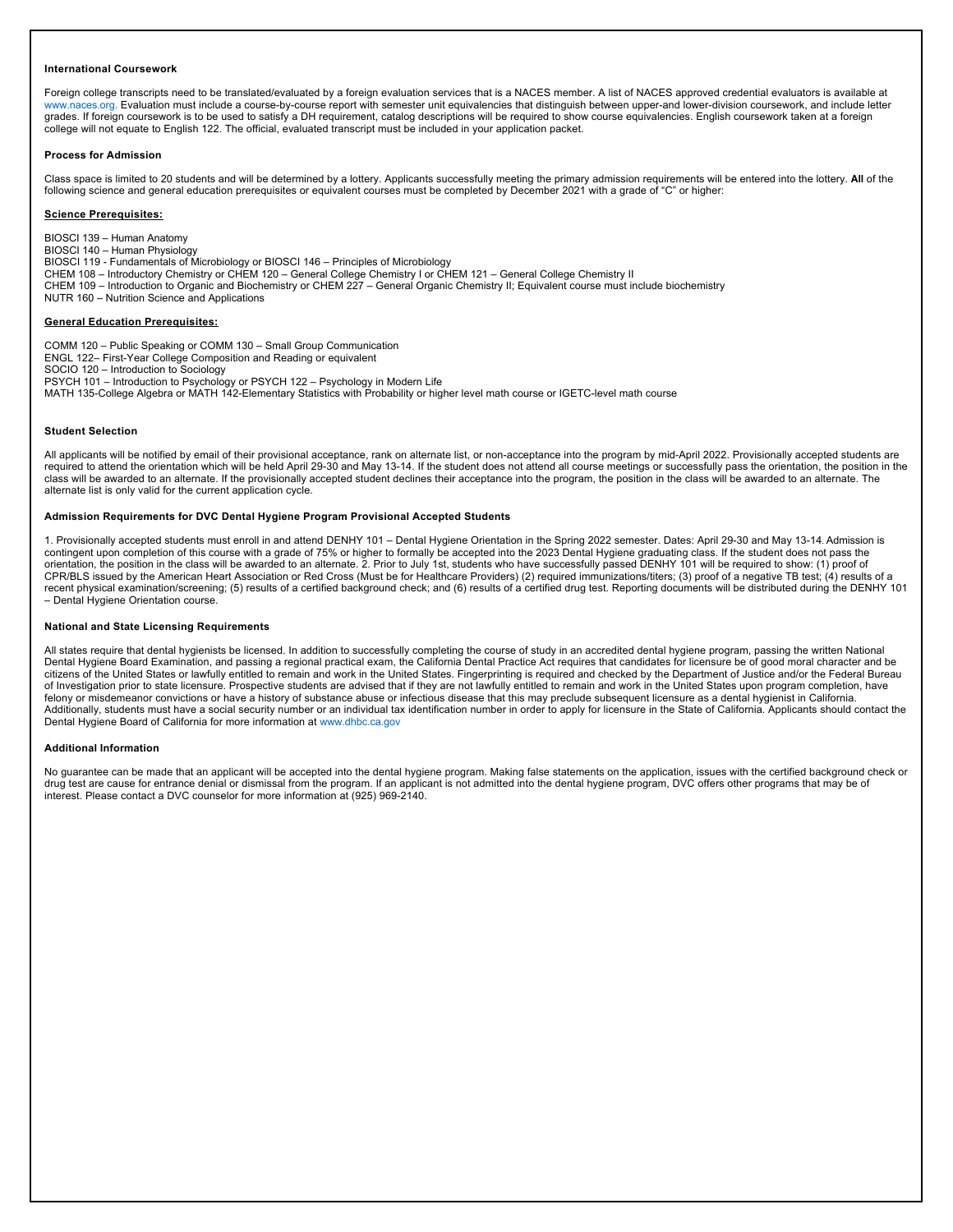### International Coursework

Foreign college transcripts need to be translated/evaluated by a foreign evaluation services that is a NACES member. A list of NACES approved credential evaluators is available at www.naces.org. Evaluation must include a course-by-course report with semester unit equivalencies that distinguish between upper-and lower-division coursework, and include letter grades. If foreign coursework is to be used to satisfy a DH requirement, catalog descriptions will be required to show course equivalencies. English coursework taken at a foreign college will not equate to English 122. The official, evaluated transcript must be included in your application packet.

### Process for Admission

Class space is limited to 20 students and will be determined by a lottery. Applicants successfully meeting the primary admission requirements will be entered into the lottery. **All** of the following science and general education prerequisites or equivalent courses must be completed by December 2021 with a grade of "C" or higher:

**Science Prerequisites:**

BIOSCI 139 – Human Anatomy
BIOSCI 140 – Human Physiology
BIOSCI 119 - Fundamentals of Microbiology or BIOSCI 146 – Principles of Microbiology
CHEM 108 – Introductory Chemistry or CHEM 120 – General College Chemistry I or CHEM 121 – General College Chemistry II
CHEM 109 – Introduction to Organic and Biochemistry or CHEM 227 – General Organic Chemistry II; Equivalent course must include biochemistry
NUTR 160 – Nutrition Science and Applications

**General Education Prerequisites:**

COMM 120 – Public Speaking or COMM 130 – Small Group Communication
ENGL 122– First-Year College Composition and Reading or equivalent
SOCIO 120 – Introduction to Sociology
PSYCH 101 – Introduction to Psychology or PSYCH 122 – Psychology in Modern Life
MATH 135-College Algebra or MATH 142-Elementary Statistics with Probability or higher level math course or IGETC-level math course

### Student Selection

All applicants will be notified by email of their provisional acceptance, rank on alternate list, or non-acceptance into the program by mid-April 2022. Provisionally accepted students are required to attend the orientation which will be held April 29-30 and May 13-14. If the student does not attend all course meetings or successfully pass the orientation, the position in the class will be awarded to an alternate. If the provisionally accepted student declines their acceptance into the program, the position in the class will be awarded to an alternate. The alternate list is only valid for the current application cycle.

### Admission Requirements for DVC Dental Hygiene Program Provisional Accepted Students

1. Provisionally accepted students must enroll in and attend DENHY 101 – Dental Hygiene Orientation in the Spring 2022 semester. Dates: April 29-30 and May 13-14. Admission is contingent upon completion of this course with a grade of 75% or higher to formally be accepted into the 2023 Dental Hygiene graduating class. If the student does not pass the orientation, the position in the class will be awarded to an alternate. 2. Prior to July 1st, students who have successfully passed DENHY 101 will be required to show: (1) proof of CPR/BLS issued by the American Heart Association or Red Cross (Must be for Healthcare Providers) (2) required immunizations/titers; (3) proof of a negative TB test; (4) results of a recent physical examination/screening; (5) results of a certified background check; and (6) results of a certified drug test. Reporting documents will be distributed during the DENHY 101 – Dental Hygiene Orientation course.

### National and State Licensing Requirements

All states require that dental hygienists be licensed. In addition to successfully completing the course of study in an accredited dental hygiene program, passing the written National Dental Hygiene Board Examination, and passing a regional practical exam, the California Dental Practice Act requires that candidates for licensure be of good moral character and be citizens of the United States or lawfully entitled to remain and work in the United States. Fingerprinting is required and checked by the Department of Justice and/or the Federal Bureau of Investigation prior to state licensure. Prospective students are advised that if they are not lawfully entitled to remain and work in the United States upon program completion, have felony or misdemeanor convictions or have a history of substance abuse or infectious disease that this may preclude subsequent licensure as a dental hygienist in California. Additionally, students must have a social security number or an individual tax identification number in order to apply for licensure in the State of California. Applicants should contact the Dental Hygiene Board of California for more information at www.dhbc.ca.gov

### Additional Information

No guarantee can be made that an applicant will be accepted into the dental hygiene program. Making false statements on the application, issues with the certified background check or drug test are cause for entrance denial or dismissal from the program. If an applicant is not admitted into the dental hygiene program, DVC offers other programs that may be of interest. Please contact a DVC counselor for more information at (925) 969-2140.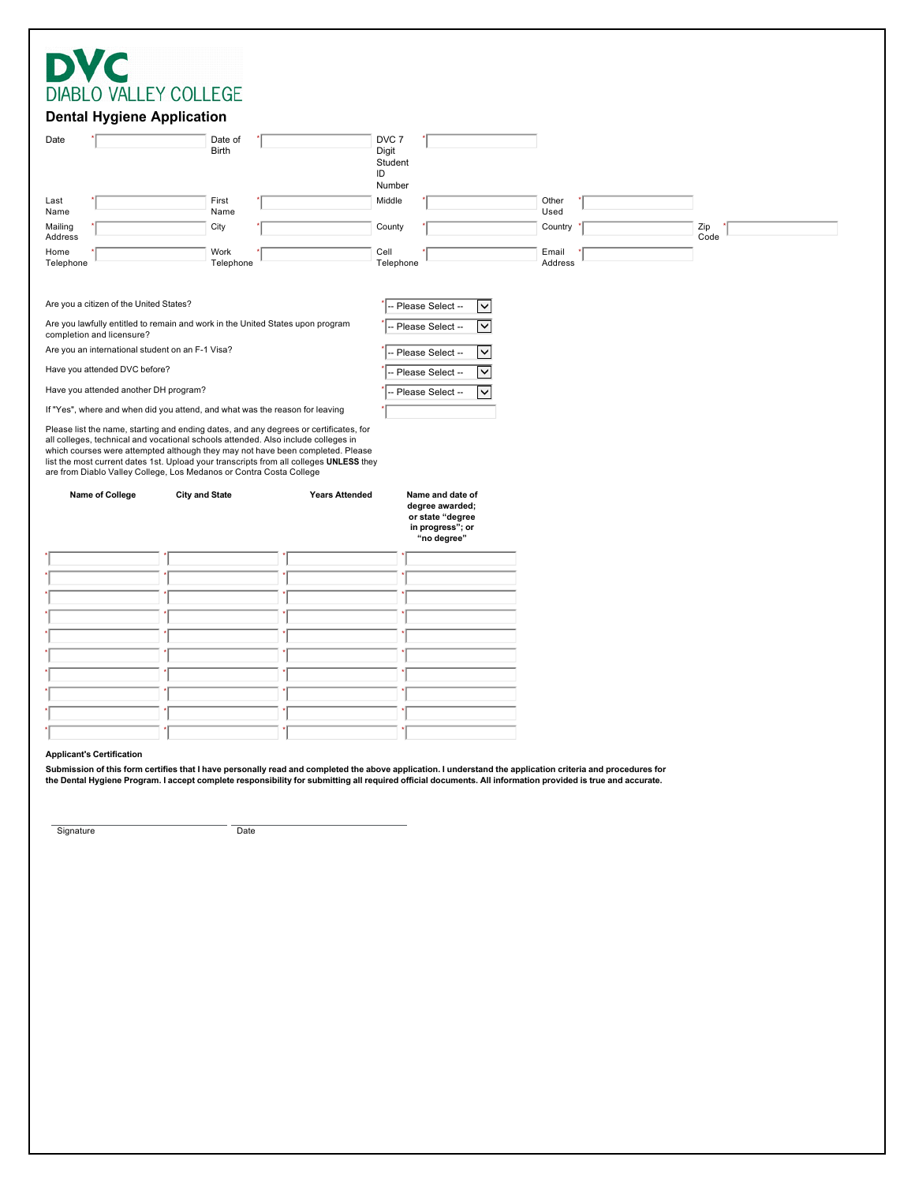# DVC
## DIABLO VALLEY COLLEGE

## Dental Hygiene Application

| | | | | | | | | | |
|---|---|---|---|---|---|---|---|---|---|
| Date | * | Date of Birth | * | DVC 7 Digit Student ID Number | * | | | | |
| Last Name | * | First Name | * | Middle | * | Other Used | * | | |
| Mailing Address | * | City | * | County | * | Country | * | Zip Code | * |
| Home Telephone | * | Work Telephone | * | Cell Telephone | * | Email Address | * | | |

| | |
|---|---|
| Are you a citizen of the United States? | * -- Please Select -- |
| Are you lawfully entitled to remain and work in the United States upon program completion and licensure? | * -- Please Select -- |
| Are you an international student on an F-1 Visa? | * -- Please Select -- |
| Have you attended DVC before? | * -- Please Select -- |
| Have you attended another DH program? | * -- Please Select -- |
| If "Yes", where and when did you attend, and what was the reason for leaving | * |

Please list the name, starting and ending dates, and any degrees or certificates, for all colleges, technical and vocational schools attended. Also include colleges in which courses were attempted although they may not have been completed. Please list the most current dates 1st. Upload your transcripts from all colleges **UNLESS** they are from Diablo Valley College, Los Medanos or Contra Costa College

| Name of College | City and State | Years Attended | Name and date of degree awarded; or state "degree in progress"; or "no degree" |
|---|---|---|---|
| * | * | * | * |
| * | * | * | * |
| * | * | * | * |
| * | * | * | * |
| * | * | * | * |
| * | * | * | * |
| * | * | * | * |
| * | * | * | * |
| * | * | * | * |
| * | * | * | * |

**Applicant's Certification**

**Submission of this form certifies that I have personally read and completed the above application. I understand the application criteria and procedures for the Dental Hygiene Program. I accept complete responsibility for submitting all required official documents. All information provided is true and accurate.**

Signature ______________________ Date ______________________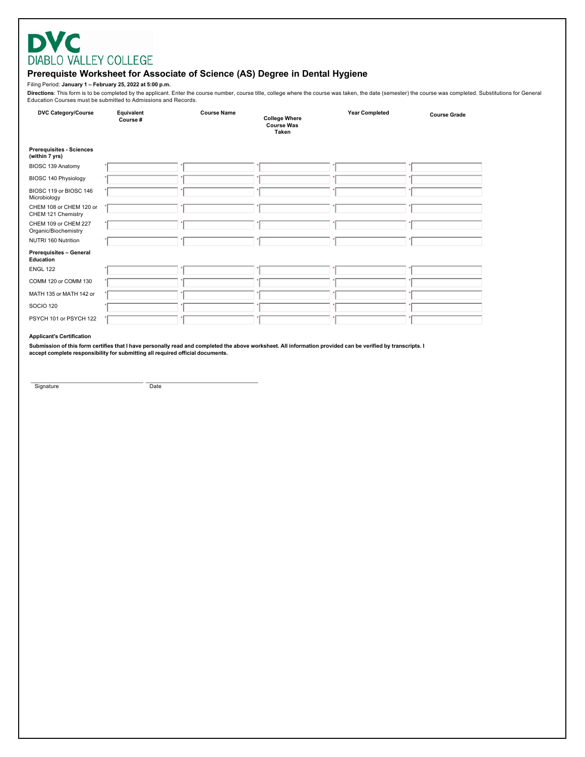DVC
DIABLO VALLEY COLLEGE

## Prerequiste Worksheet for Associate of Science (AS) Degree in Dental Hygiene

Filing Period: **January 1 – February 25, 2022 at 5:00 p.m.**

**Directions**: This form is to be completed by the applicant. Enter the course number, course title, college where the course was taken, the date (semester) the course was completed. Substitutions for General Education Courses must be submitted to Admissions and Records.

| DVC Category/Course | Equivalent Course # | Course Name | College Where Course Was Taken | Year Completed | Course Grade |
|---|---|---|---|---|---|
| **Prerequisites - Sciences (within 7 yrs)** | | | | | |
| BIOSC 139 Anatomy | * | * | * | * | * |
| BIOSC 140 Physiology | * | * | * | * | * |
| BIOSC 119 or BIOSC 146 Microbiology | * | * | * | * | * |
| CHEM 108 or CHEM 120 or CHEM 121 Chemistry | * | * | * | * | * |
| CHEM 109 or CHEM 227 Organic/Biochemistry | * | * | * | * | * |
| NUTRI 160 Nutrition | * | * | * | * | * |
| **Prerequisites – General Education** | | | | | |
| ENGL 122 | * | * | * | * | * |
| COMM 120 or COMM 130 | * | * | * | * | * |
| MATH 135 or MATH 142 or | * | * | * | * | * |
| SOCIO 120 | * | * | * | * | * |
| PSYCH 101 or PSYCH 122 | * | * | * | * | * |

**Applicant's Certification**

**Submission of this form certifies that I have personally read and completed the above worksheet. All information provided can be verified by transcripts. I accept complete responsibility for submitting all required official documents.**

Signature ____________________ Date ____________________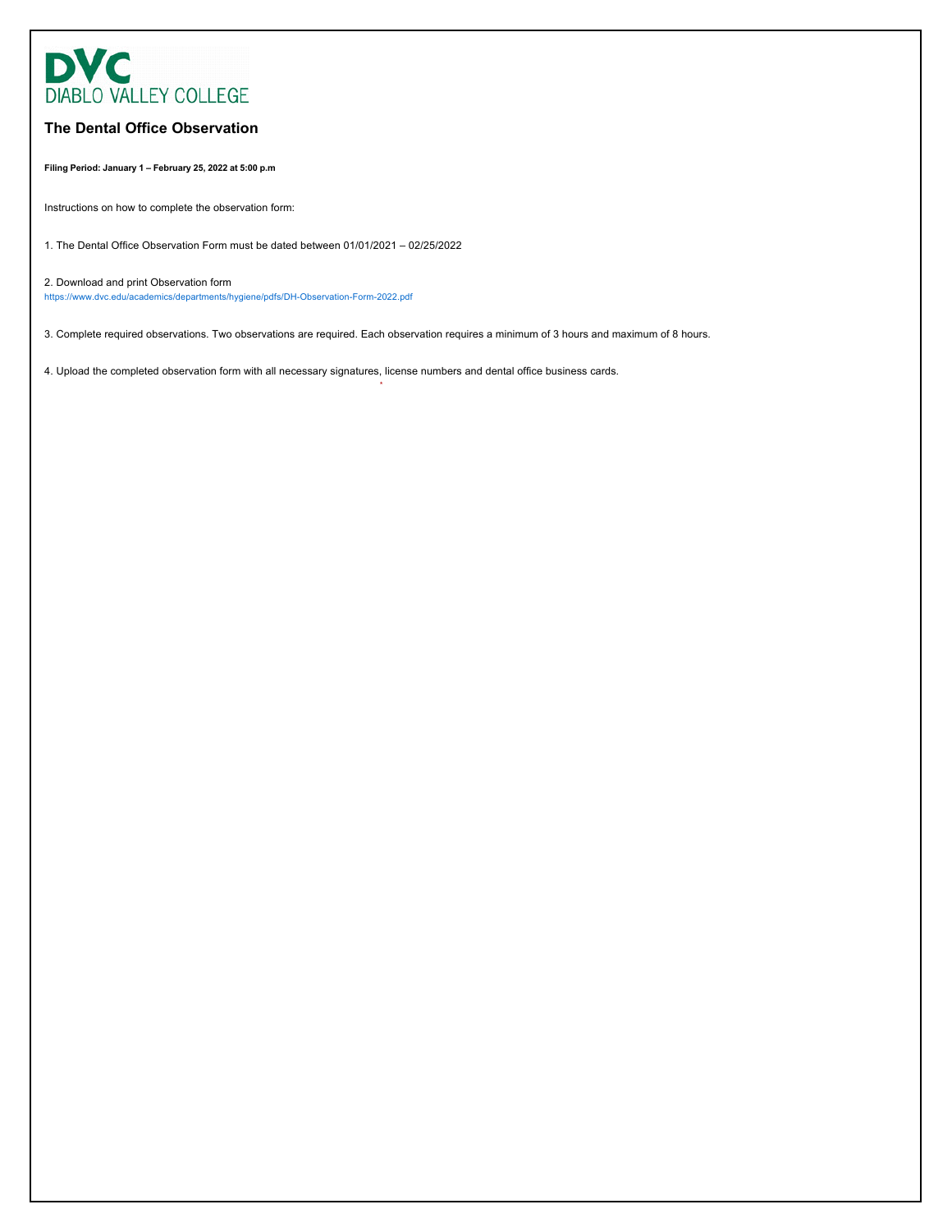DVC
DIABLO VALLEY COLLEGE

## The Dental Office Observation

**Filing Period: January 1 – February 25, 2022 at 5:00 p.m**

Instructions on how to complete the observation form:

1. The Dental Office Observation Form must be dated between 01/01/2021 – 02/25/2022

2. Download and print Observation form
https://www.dvc.edu/academics/departments/hygiene/pdfs/DH-Observation-Form-2022.pdf

3. Complete required observations. Two observations are required. Each observation requires a minimum of 3 hours and maximum of 8 hours.

4. Upload the completed observation form with all necessary signatures, license numbers and dental office business cards.

*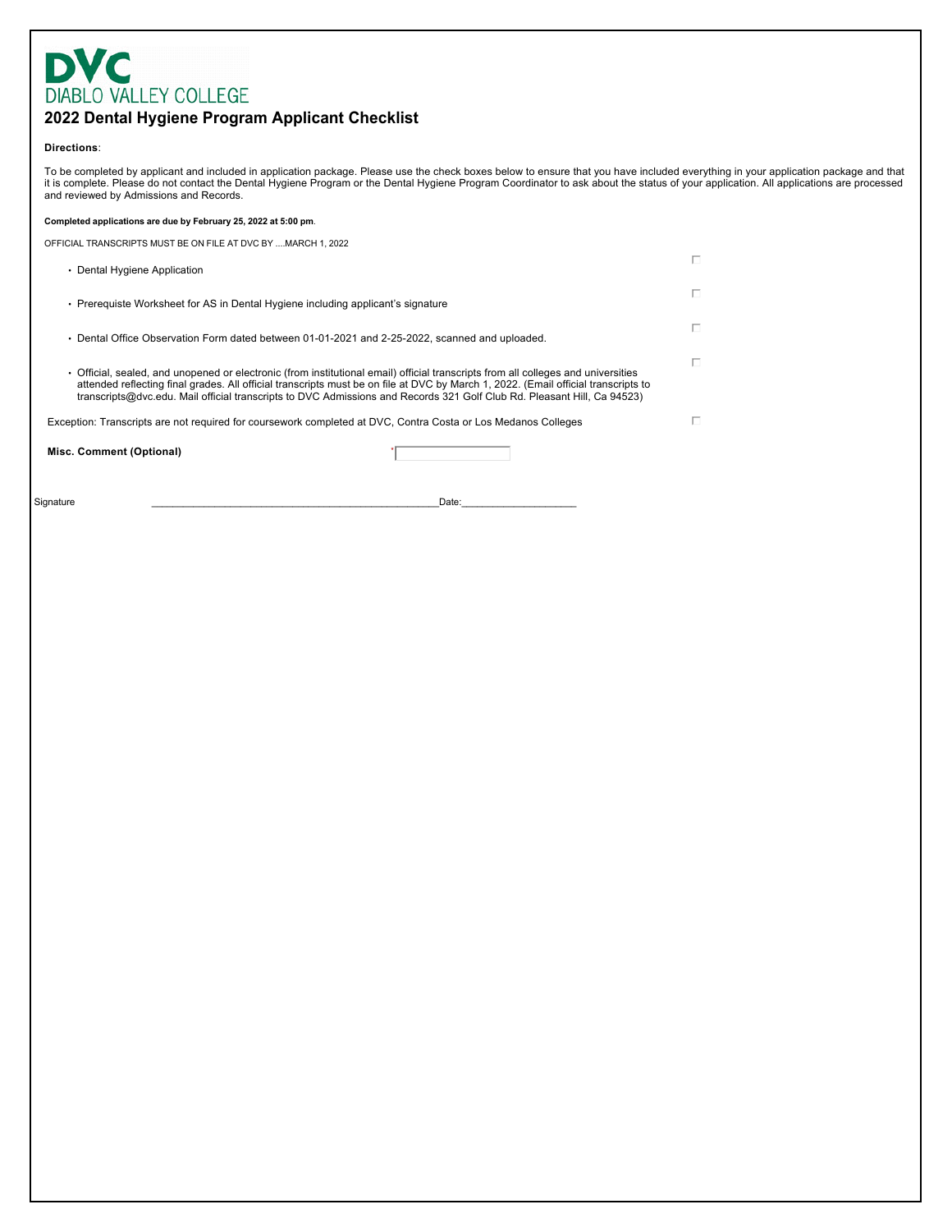DVC
DIABLO VALLEY COLLEGE

# 2022 Dental Hygiene Program Applicant Checklist

**Directions**:

To be completed by applicant and included in application package. Please use the check boxes below to ensure that you have included everything in your application package and that it is complete. Please do not contact the Dental Hygiene Program or the Dental Hygiene Program Coordinator to ask about the status of your application. All applications are processed and reviewed by Admissions and Records.

**Completed applications are due by February 25, 2022 at 5:00 pm**.

OFFICIAL TRANSCRIPTS MUST BE ON FILE AT DVC BY ....MARCH 1, 2022

- Dental Hygiene Application ☐
- Prerequiste Worksheet for AS in Dental Hygiene including applicant's signature ☐
- Dental Office Observation Form dated between 01-01-2021 and 2-25-2022, scanned and uploaded. ☐
- Official, sealed, and unopened or electronic (from institutional email) official transcripts from all colleges and universities attended reflecting final grades. All official transcripts must be on file at DVC by March 1, 2022. (Email official transcripts to transcripts@dvc.edu. Mail official transcripts to DVC Admissions and Records 321 Golf Club Rd. Pleasant Hill, Ca 94523) ☐

Exception: Transcripts are not required for coursework completed at DVC, Contra Costa or Los Medanos Colleges ☐

**Misc. Comment (Optional)** * ____________

Signature ____________________________________________________Date:____________________